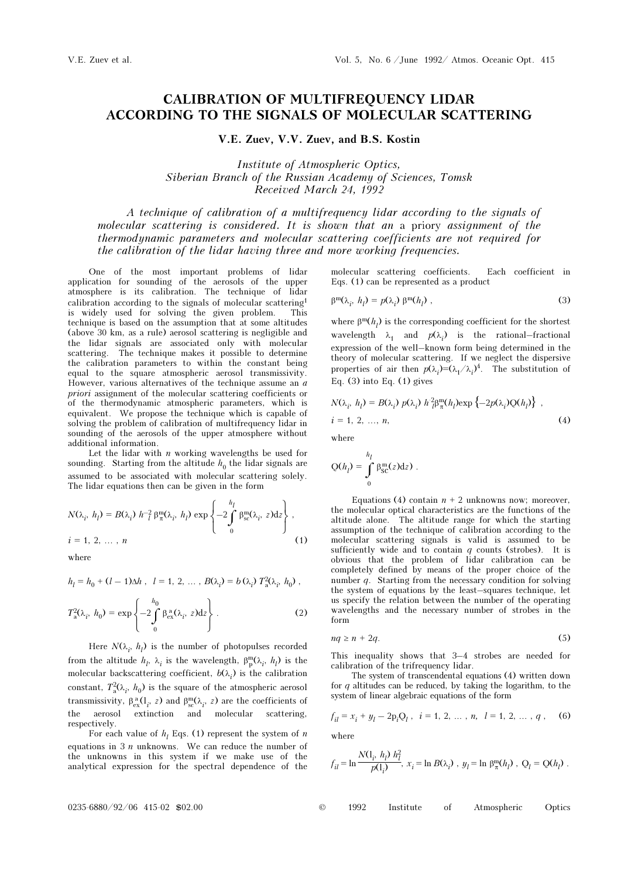# CALIBRATION OF MULTIFREQUENCY LIDAR ACCORDING TO THE SIGNALS OF MOLECULAR SCATTERING

**V.E. Zuev, V.V. Zuev, and B.S. Kostin**

*Institute of Atmospheric Optics, Siberian Branch of the Russian Academy of Sciences, Tomsk*
*Received March 24, 1992*

*A technique of calibration of a multifrequency lidar according to the signals of molecular scattering is considered. It is shown that an* a priory *assignment of the thermodynamic parameters and molecular scattering coefficients are not required for the calibration of the lidar having three and more working frequencies.*

One of the most important problems of lidar application for sounding of the aerosols of the upper atmosphere is its calibration. The technique of lidar calibration according to the signals of molecular scattering[1] is widely used for solving the given problem. This technique is based on the assumption that at some altitudes (above 30 km, as a rule) aerosol scattering is negligible and the lidar signals are associated only with molecular scattering. The technique makes it possible to determine the calibration parameters to within the constant being equal to the square atmospheric aerosol transmissivity. However, various alternatives of the technique assume an *a priori* assignment of the molecular scattering coefficients or of the thermodynamic atmospheric parameters, which is equivalent. We propose the technique which is capable of solving the problem of calibration of multifrequency lidar in sounding of the aerosols of the upper atmosphere without additional information.

Let the lidar with $n$ working wavelengths be used for sounding. Starting from the altitude $h_0$ the lidar signals are assumed to be associated with molecular scattering solely. The lidar equations then can be given in the form

$$N(\lambda_i, h_l) = B(\lambda_i)\, h_l^{-2}\, \beta^{\rm m}_{\pi}(\lambda_i, h_l) \exp\left\{-2\int\limits_0^{h_l} \beta^{\rm m}_{\rm sc}(\lambda_i, z){\rm d}z\right\},$$
$$i = 1, 2, \dots, n \qquad (1)$$

where

$$h_l = h_0 + (l-1)\Delta h\,,\ \ l = 1, 2, \dots,\ B(\lambda_i) = b(\lambda_i)\, T^2_{\rm a}(\lambda_i, h_0)\,,$$

$$T^2_{\rm a}(\lambda_i, h_0) = \exp\left\{-2\int\limits_0^{h_0} \beta^{\rm a}_{\rm ex}(\lambda_i, z){\rm d}z\right\}. \qquad (2)$$

Here $N(\lambda_i, h_l)$ is the number of photopulses recorded from the altitude $h_l$, $\lambda_i$ is the wavelength, $\beta^{\rm m}_{\rm p}(\lambda_i, h_l)$ is the molecular backscattering coefficient, $b(\lambda_i)$ is the calibration constant, $T^2_{\rm a}(\lambda_i, h_0)$ is the square of the atmospheric aerosol transmissivity, $\beta^{\rm a}_{\rm ex}(l_i, z)$ and $\beta^{\rm m}_{\rm sc}(\lambda_i, z)$ are the coefficients of the aerosol extinction and molecular scattering, respectively.

For each value of $h_l$ Eqs. (1) represent the system of $n$ equations in $3n$ unknowns. We can reduce the number of the unknowns in this system if we make use of the analytical expression for the spectral dependence of the molecular scattering coefficients. Each coefficient in Eqs. (1) can be represented as a product

$$\beta^{\rm m}(\lambda_i, h_l) = p(\lambda_i)\, \beta^{\rm m}(h_l)\,, \qquad (3)$$

where $\beta^{\rm m}(h_l)$ is the corresponding coefficient for the shortest wavelength $\lambda_1$ and $p(\lambda_i)$ is the rational–fractional expression of the well–known form being determined in the theory of molecular scattering. If we neglect the dispersive properties of air then $p(\lambda_i)=(\lambda_1/\lambda_i)^4$. The substitution of Eq. (3) into Eq. (1) gives

$$N(\lambda_i, h_l) = B(\lambda_i)\, p(\lambda_i)\, h_l^{2}\beta^{\rm m}_{\pi}(h_l)\exp\left\{-2p(\lambda_i)Q(h_l)\right\},$$
$$i = 1, 2, \dots, n, \qquad (4)$$

where

$$Q(h_l) = \int\limits_0^{h_l} \beta^{\rm m}_{\rm SC}(z){\rm d}z)\,.$$

Equations (4) contain $n + 2$ unknowns now; moreover, the molecular optical characteristics are the functions of the altitude alone. The altitude range for which the starting assumption of the technique of calibration according to the molecular scattering signals is valid is assumed to be sufficiently wide and to contain $q$ counts (strobes). It is obvious that the problem of lidar calibration can be completely defined by means of the proper choice of the number $q$. Starting from the necessary condition for solving the system of equations by the least–squares technique, let us specify the relation between the number of the operating wavelengths and the necessary number of strobes in the form

$$nq \ge n + 2q. \qquad (5)$$

This inequality shows that 3–4 strobes are needed for calibration of the trifrequency lidar.

The system of transcendental equations (4) written down for $q$ altitudes can be reduced, by taking the logarithm, to the system of linear algebraic equations of the form

$$f_{il} = x_i + y_l - 2{\rm p}_i{\rm Q}_l\,,\ \ i = 1, 2, \dots, n,\ \ l = 1, 2, \dots, q\,, \qquad (6)$$

where

$$f_{il} = \ln\frac{N(1_i, h_l)\, h_l^2}{p(1_i)},\ x_i = \ln B(\lambda_i)\,,\ y_l = \ln \beta^{\rm m}_{\pi}(h_l)\,,\ {\rm Q}_l = {\rm Q}(h_l)\,.$$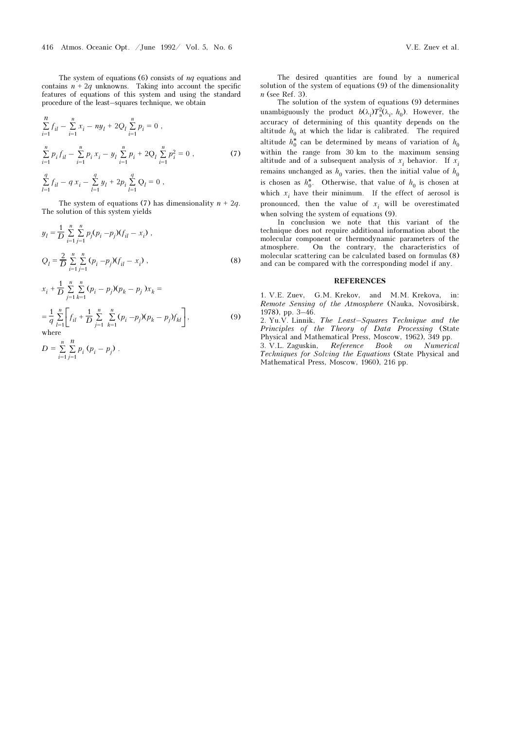The system of equations (6) consists of $nq$ equations and contains $n + 2q$ unknowns. Taking into account the specific features of equations of this system and using the standard procedure of the least–squares technique, we obtain

$$
\begin{aligned}
&\sum_{i=1}^{n} f_{il} - \sum_{i=1}^{n} x_i - n y_l + 2Q_l \sum_{i=1}^{n} p_i = 0 \,, \\
&\sum_{i=1}^{n} p_i f_{il} - \sum_{i=1}^{n} p_i x_i - y_l \sum_{i=1}^{n} p_i + 2Q_l \sum_{i=1}^{n} p_i^2 = 0 \,, \\
&\sum_{l=1}^{q} f_{il} - q\, x_i - \sum_{l=1}^{q} y_l + 2p_i \sum_{l=1}^{q} Q_l = 0 \,,
\end{aligned}
\tag{7}
$$

The system of equations (7) has dimensionality $n + 2q$. The solution of this system yields

$$
\begin{aligned}
&y_l = \frac{1}{D} \sum_{i=1}^{n} \sum_{j=1}^{n} p_j (p_i - p_j)(f_{il} - x_i) \,, \\
&Q_l = \frac{2}{D} \sum_{i=1}^{n} \sum_{j=1}^{n} (p_i - p_j)(f_{il} - x_i) \,,
\end{aligned}
\tag{8}
$$

$$
x_i + \frac{1}{D} \sum_{j=1}^{n} \sum_{k=1}^{n} (p_i - p_j)(p_k - p_j) x_k =
$$

$$
= \frac{1}{q} \sum_{l=1}^{n} \left[ f_{il} + \frac{1}{D} \sum_{j=1}^{n} \sum_{k=1}^{n} (p_i - p_j)(p_k - p_j) f_{kl} \right],
\tag{9}
$$

where

$$
D = \sum_{i=1}^{n} \sum_{j=1}^{n} p_i (p_i - p_j) \,.
$$

The desired quantities are found by a numerical solution of the system of equations (9) of the dimensionality $n$ (see Ref. 3).

The solution of the system of equations (9) determines unambiguously the product $b(\lambda_i) T_a^2(\lambda_i, h_0)$. However, the accuracy of determining of this quantity depends on the altitude $h_0$ at which the lidar is calibrated. The required altitude $h_0^*$ can be determined by means of variation of $h_0$ within the range from 30 km to the maximum sensing altitude and of a subsequent analysis of $x_i$ behavior. If $x_i$ remains unchanged as $h_0$ varies, then the initial value of $h_0$ is chosen as $h_0^*$. Otherwise, that value of $h_0$ is chosen at which $x_i$ have their minimum. If the effect of aerosol is pronounced, then the value of $x_i$ will be overestimated when solving the system of equations (9).

In conclusion we note that this variant of the technique does not require additional information about the molecular component or thermodynamic parameters of the atmosphere. On the contrary, the characteristics of molecular scattering can be calculated based on formulas (8) and can be compared with the corresponding model if any.

## REFERENCES

1. V.E. Zuev, G.M. Krekov, and M.M. Krekova, in: *Remote Sensing of the Atmosphere* (Nauka, Novosibirsk, 1978), pp. 3–46.
2. Yu.V. Linnik, *The Least–Squares Technique and the Principles of the Theory of Data Processing* (State Physical and Mathematical Press, Moscow, 1962), 349 pp.
3. V.L. Zaguskin, *Reference Book on Numerical Techniques for Solving the Equations* (State Physical and Mathematical Press, Moscow, 1960), 216 pp.